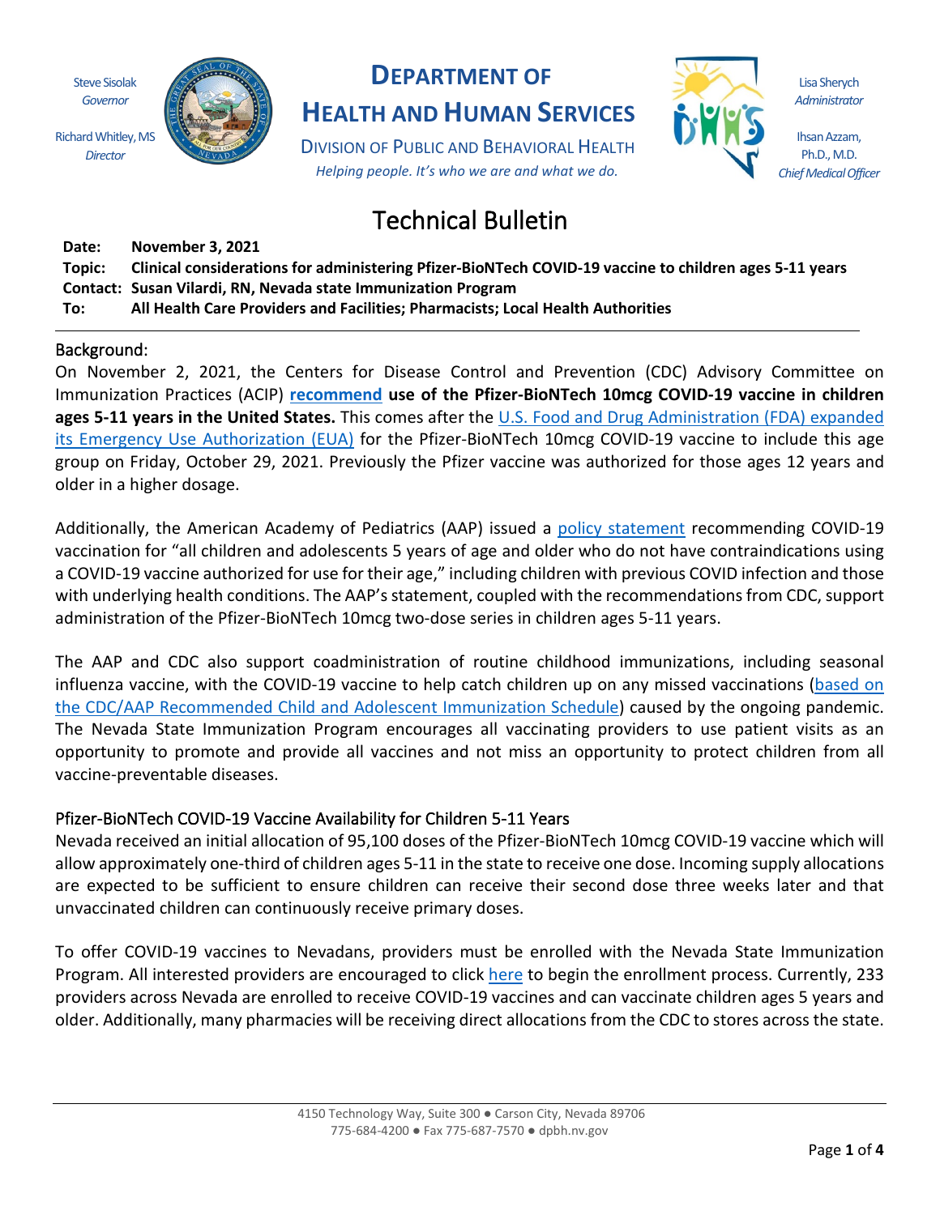Steve Sisolak
*Governor*

Richard Whitley, MS
*Director*

# DEPARTMENT OF HEALTH AND HUMAN SERVICES

DIVISION OF PUBLIC AND BEHAVIORAL HEALTH

*Helping people. It's who we are and what we do.*

Lisa Sherych
*Administrator*

Ihsan Azzam, Ph.D., M.D.
*Chief Medical Officer*

# Technical Bulletin

**Date:** **November 3, 2021**
**Topic:** **Clinical considerations for administering Pfizer-BioNTech COVID-19 vaccine to children ages 5-11 years**
**Contact:** **Susan Vilardi, RN, Nevada state Immunization Program**
**To:** **All Health Care Providers and Facilities; Pharmacists; Local Health Authorities**

---

## Background:

On November 2, 2021, the Centers for Disease Control and Prevention (CDC) Advisory Committee on Immunization Practices (ACIP) **recommend use of the Pfizer-BioNTech 10mcg COVID-19 vaccine in children ages 5-11 years in the United States.** This comes after the U.S. Food and Drug Administration (FDA) expanded its Emergency Use Authorization (EUA) for the Pfizer-BioNTech 10mcg COVID-19 vaccine to include this age group on Friday, October 29, 2021. Previously the Pfizer vaccine was authorized for those ages 12 years and older in a higher dosage.

Additionally, the American Academy of Pediatrics (AAP) issued a policy statement recommending COVID-19 vaccination for "all children and adolescents 5 years of age and older who do not have contraindications using a COVID-19 vaccine authorized for use for their age," including children with previous COVID infection and those with underlying health conditions. The AAP's statement, coupled with the recommendations from CDC, support administration of the Pfizer-BioNTech 10mcg two-dose series in children ages 5-11 years.

The AAP and CDC also support coadministration of routine childhood immunizations, including seasonal influenza vaccine, with the COVID-19 vaccine to help catch children up on any missed vaccinations (based on the CDC/AAP Recommended Child and Adolescent Immunization Schedule) caused by the ongoing pandemic. The Nevada State Immunization Program encourages all vaccinating providers to use patient visits as an opportunity to promote and provide all vaccines and not miss an opportunity to protect children from all vaccine-preventable diseases.

## Pfizer-BioNTech COVID-19 Vaccine Availability for Children 5-11 Years

Nevada received an initial allocation of 95,100 doses of the Pfizer-BioNTech 10mcg COVID-19 vaccine which will allow approximately one-third of children ages 5-11 in the state to receive one dose. Incoming supply allocations are expected to be sufficient to ensure children can receive their second dose three weeks later and that unvaccinated children can continuously receive primary doses.

To offer COVID-19 vaccines to Nevadans, providers must be enrolled with the Nevada State Immunization Program. All interested providers are encouraged to click here to begin the enrollment process. Currently, 233 providers across Nevada are enrolled to receive COVID-19 vaccines and can vaccinate children ages 5 years and older. Additionally, many pharmacies will be receiving direct allocations from the CDC to stores across the state.

4150 Technology Way, Suite 300 ● Carson City, Nevada 89706
775-684-4200 ● Fax 775-687-7570 ● dpbh.nv.gov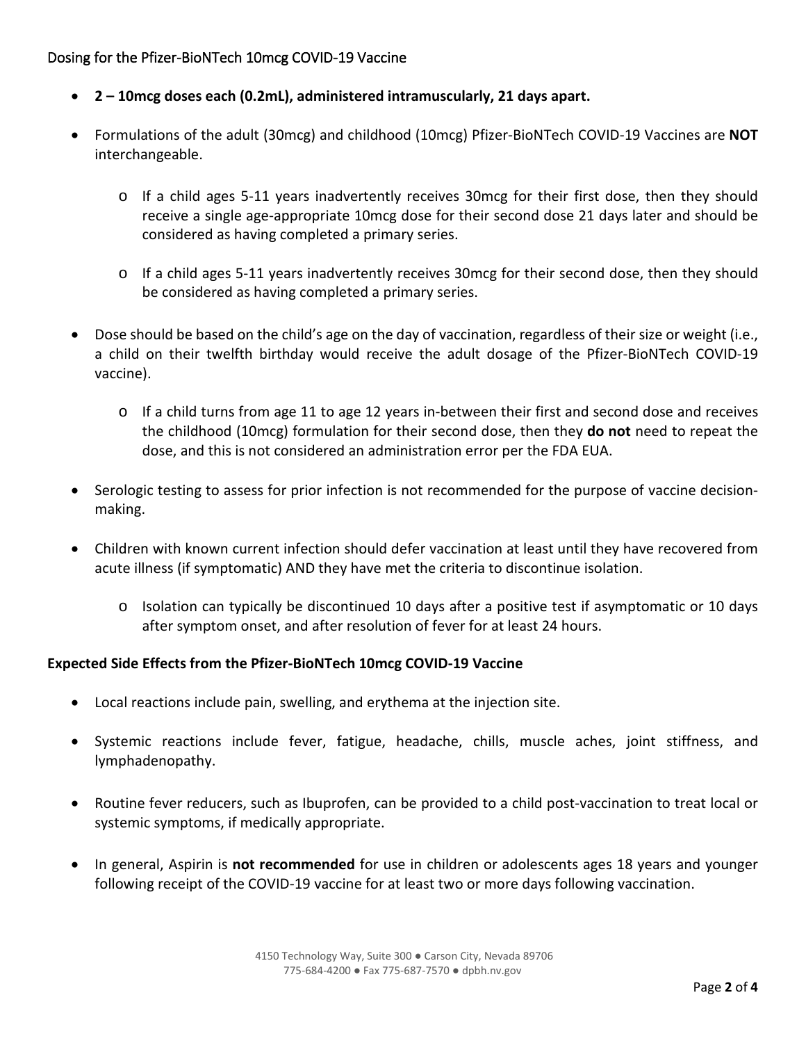## Dosing for the Pfizer-BioNTech 10mcg COVID-19 Vaccine

- **2 – 10mcg doses each (0.2mL), administered intramuscularly, 21 days apart.**
- Formulations of the adult (30mcg) and childhood (10mcg) Pfizer-BioNTech COVID-19 Vaccines are **NOT** interchangeable.
  - If a child ages 5-11 years inadvertently receives 30mcg for their first dose, then they should receive a single age-appropriate 10mcg dose for their second dose 21 days later and should be considered as having completed a primary series.
  - If a child ages 5-11 years inadvertently receives 30mcg for their second dose, then they should be considered as having completed a primary series.
- Dose should be based on the child's age on the day of vaccination, regardless of their size or weight (i.e., a child on their twelfth birthday would receive the adult dosage of the Pfizer-BioNTech COVID-19 vaccine).
  - If a child turns from age 11 to age 12 years in-between their first and second dose and receives the childhood (10mcg) formulation for their second dose, then they **do not** need to repeat the dose, and this is not considered an administration error per the FDA EUA.
- Serologic testing to assess for prior infection is not recommended for the purpose of vaccine decision-making.
- Children with known current infection should defer vaccination at least until they have recovered from acute illness (if symptomatic) AND they have met the criteria to discontinue isolation.
  - Isolation can typically be discontinued 10 days after a positive test if asymptomatic or 10 days after symptom onset, and after resolution of fever for at least 24 hours.

**Expected Side Effects from the Pfizer-BioNTech 10mcg COVID-19 Vaccine**

- Local reactions include pain, swelling, and erythema at the injection site.
- Systemic reactions include fever, fatigue, headache, chills, muscle aches, joint stiffness, and lymphadenopathy.
- Routine fever reducers, such as Ibuprofen, can be provided to a child post-vaccination to treat local or systemic symptoms, if medically appropriate.
- In general, Aspirin is **not recommended** for use in children or adolescents ages 18 years and younger following receipt of the COVID-19 vaccine for at least two or more days following vaccination.

4150 Technology Way, Suite 300 ● Carson City, Nevada 89706
775-684-4200 ● Fax 775-687-7570 ● dpbh.nv.gov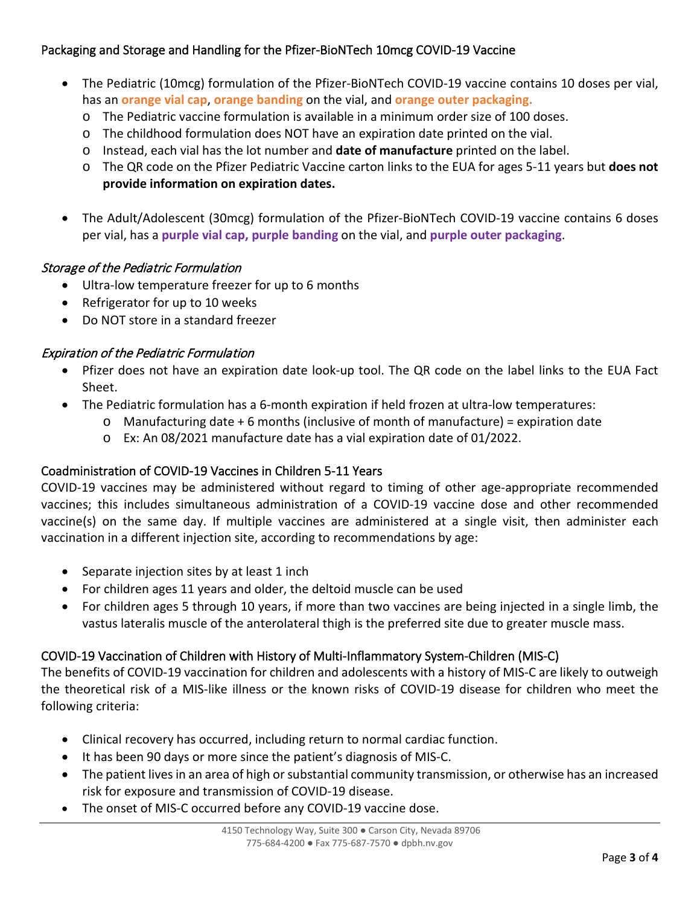## Packaging and Storage and Handling for the Pfizer-BioNTech 10mcg COVID-19 Vaccine

- The Pediatric (10mcg) formulation of the Pfizer-BioNTech COVID-19 vaccine contains 10 doses per vial, has an **orange vial cap**, **orange banding** on the vial, and **orange outer packaging.**
  - The Pediatric vaccine formulation is available in a minimum order size of 100 doses.
  - The childhood formulation does NOT have an expiration date printed on the vial.
  - Instead, each vial has the lot number and **date of manufacture** printed on the label.
  - The QR code on the Pfizer Pediatric Vaccine carton links to the EUA for ages 5-11 years but **does not provide information on expiration dates.**
- The Adult/Adolescent (30mcg) formulation of the Pfizer-BioNTech COVID-19 vaccine contains 6 doses per vial, has a **purple vial cap, purple banding** on the vial, and **purple outer packaging**.

### *Storage of the Pediatric Formulation*

- Ultra-low temperature freezer for up to 6 months
- Refrigerator for up to 10 weeks
- Do NOT store in a standard freezer

### *Expiration of the Pediatric Formulation*

- Pfizer does not have an expiration date look-up tool. The QR code on the label links to the EUA Fact Sheet.
- The Pediatric formulation has a 6-month expiration if held frozen at ultra-low temperatures:
  - Manufacturing date + 6 months (inclusive of month of manufacture) = expiration date
  - Ex: An 08/2021 manufacture date has a vial expiration date of 01/2022.

## Coadministration of COVID-19 Vaccines in Children 5-11 Years

COVID-19 vaccines may be administered without regard to timing of other age-appropriate recommended vaccines; this includes simultaneous administration of a COVID-19 vaccine dose and other recommended vaccine(s) on the same day. If multiple vaccines are administered at a single visit, then administer each vaccination in a different injection site, according to recommendations by age:

- Separate injection sites by at least 1 inch
- For children ages 11 years and older, the deltoid muscle can be used
- For children ages 5 through 10 years, if more than two vaccines are being injected in a single limb, the vastus lateralis muscle of the anterolateral thigh is the preferred site due to greater muscle mass.

## COVID-19 Vaccination of Children with History of Multi-Inflammatory System-Children (MIS-C)

The benefits of COVID-19 vaccination for children and adolescents with a history of MIS-C are likely to outweigh the theoretical risk of a MIS-like illness or the known risks of COVID-19 disease for children who meet the following criteria:

- Clinical recovery has occurred, including return to normal cardiac function.
- It has been 90 days or more since the patient's diagnosis of MIS-C.
- The patient lives in an area of high or substantial community transmission, or otherwise has an increased risk for exposure and transmission of COVID-19 disease.
- The onset of MIS-C occurred before any COVID-19 vaccine dose.

4150 Technology Way, Suite 300 ● Carson City, Nevada 89706
775-684-4200 ● Fax 775-687-7570 ● dpbh.nv.gov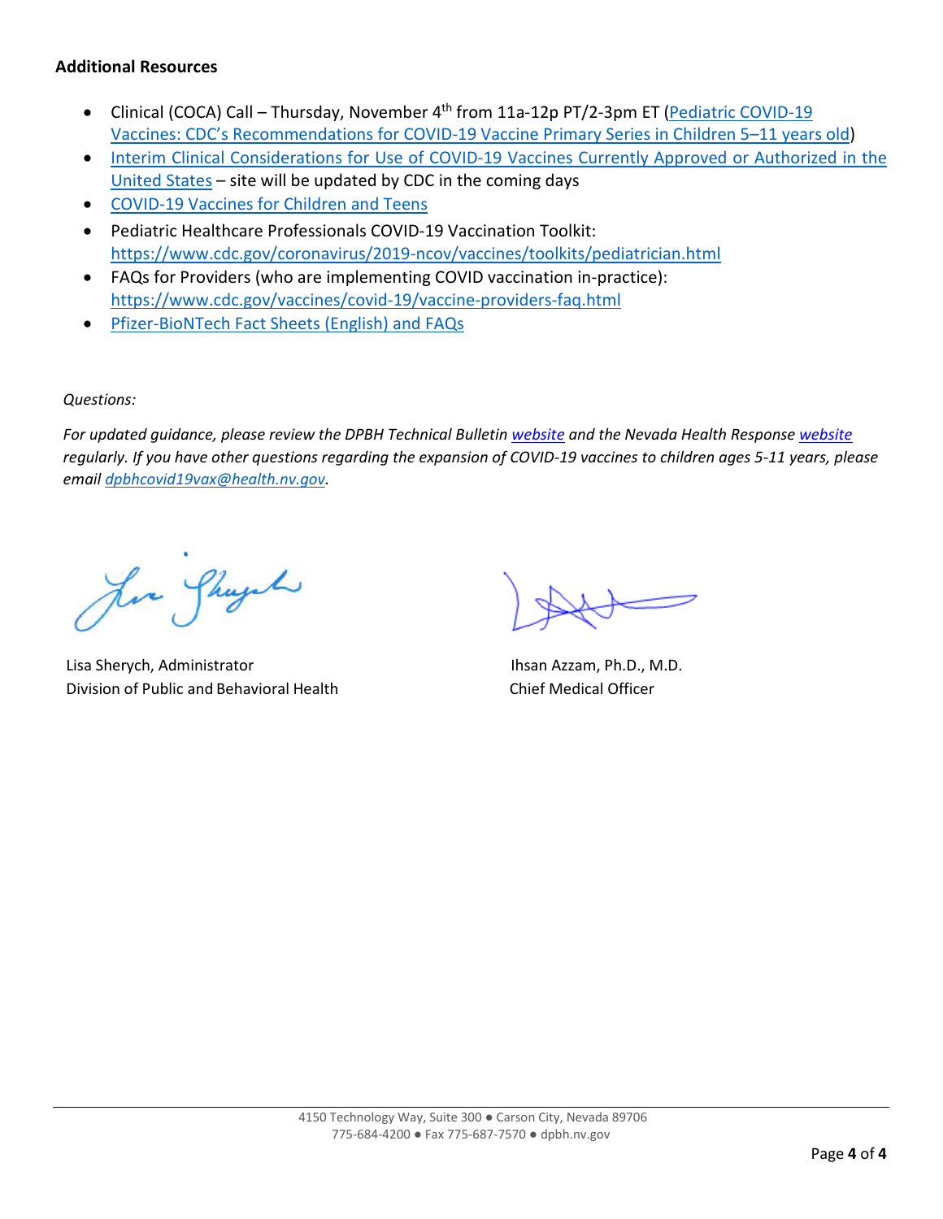**Additional Resources**

- Clinical (COCA) Call – Thursday, November 4th from 11a-12p PT/2-3pm ET (Pediatric COVID-19 Vaccines: CDC's Recommendations for COVID-19 Vaccine Primary Series in Children 5–11 years old)
- Interim Clinical Considerations for Use of COVID-19 Vaccines Currently Approved or Authorized in the United States – site will be updated by CDC in the coming days
- COVID-19 Vaccines for Children and Teens
- Pediatric Healthcare Professionals COVID-19 Vaccination Toolkit: https://www.cdc.gov/coronavirus/2019-ncov/vaccines/toolkits/pediatrician.html
- FAQs for Providers (who are implementing COVID vaccination in-practice): https://www.cdc.gov/vaccines/covid-19/vaccine-providers-faq.html
- Pfizer-BioNTech Fact Sheets (English) and FAQs

*Questions:*

*For updated guidance, please review the DPBH Technical Bulletin website and the Nevada Health Response website regularly. If you have other questions regarding the expansion of COVID-19 vaccines to children ages 5-11 years, please email dpbhcovid19vax@health.nv.gov.*

Lisa Sherych, Administrator
Division of Public and Behavioral Health

Ihsan Azzam, Ph.D., M.D.
Chief Medical Officer

4150 Technology Way, Suite 300 ● Carson City, Nevada 89706
775-684-4200 ● Fax 775-687-7570 ● dpbh.nv.gov